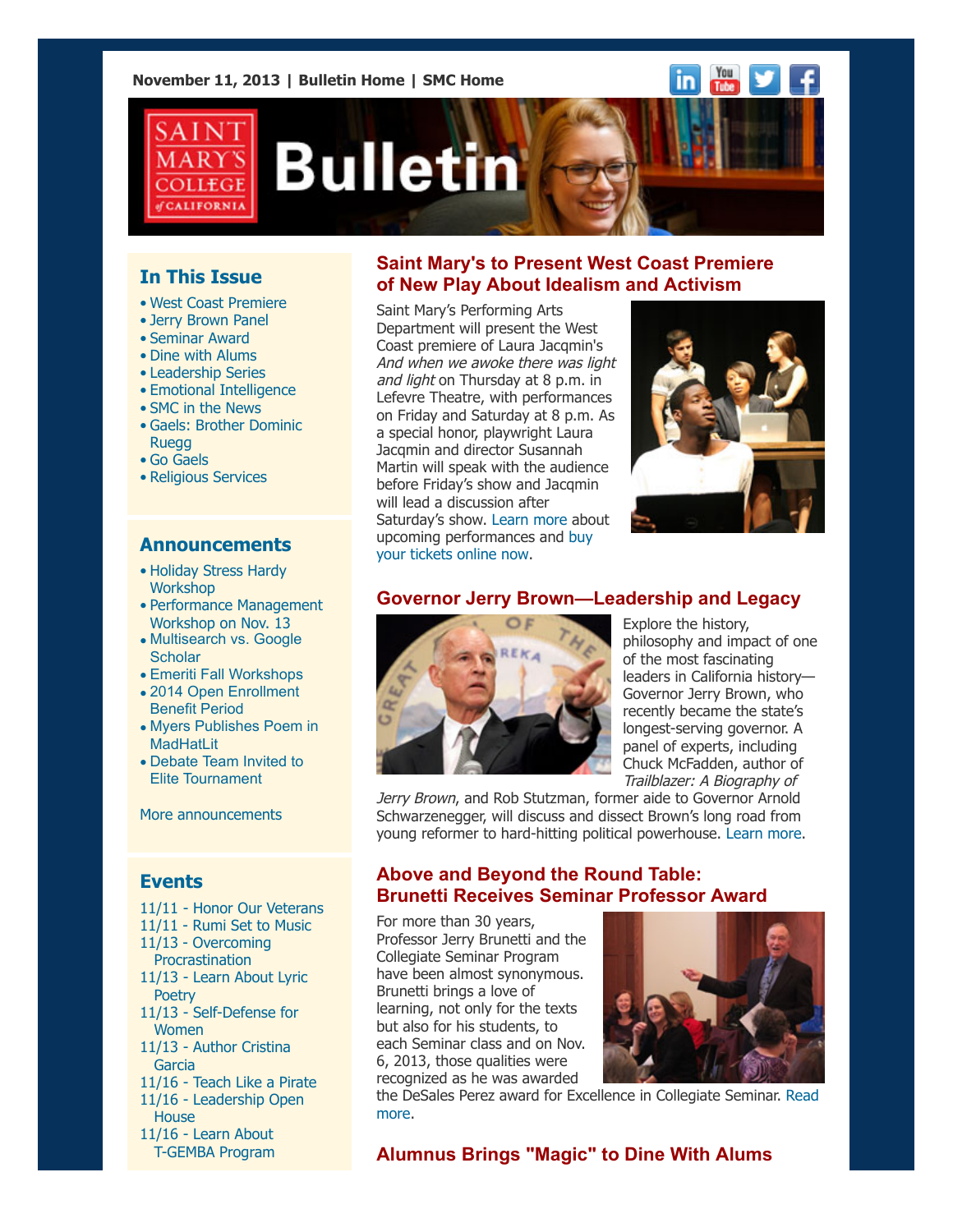November 11, 2013 | Bulletin Home | SMC Home

# Saint Mary's College of California Bulletin

## In This Issue

- West Coast Premiere
- Jerry Brown Panel
- Seminar Award
- Dine with Alums
- Leadership Series
- Emotional Intelligence
- SMC in the News
- Gaels: Brother Dominic Ruegg
- Go Gaels
- Religious Services

## Announcements

- Holiday Stress Hardy Workshop
- Performance Management Workshop on Nov. 13
- Multisearch vs. Google Scholar
- Emeriti Fall Workshops
- 2014 Open Enrollment Benefit Period
- Myers Publishes Poem in MadHatLit
- Debate Team Invited to Elite Tournament

More announcements

## Events

11/11 - Honor Our Veterans
11/11 - Rumi Set to Music
11/13 - Overcoming Procrastination
11/13 - Learn About Lyric Poetry
11/13 - Self-Defense for Women
11/13 - Author Cristina Garcia
11/16 - Teach Like a Pirate
11/16 - Leadership Open House
11/16 - Learn About T-GEMBA Program

## Saint Mary's to Present West Coast Premiere of New Play About Idealism and Activism

Saint Mary's Performing Arts Department will present the West Coast premiere of Laura Jacqmin's *And when we awoke there was light and light* on Thursday at 8 p.m. in Lefevre Theatre, with performances on Friday and Saturday at 8 p.m. As a special honor, playwright Laura Jacqmin and director Susannah Martin will speak with the audience before Friday's show and Jacqmin will lead a discussion after Saturday's show. Learn more about upcoming performances and buy your tickets online now.

## Governor Jerry Brown—Leadership and Legacy

Explore the history, philosophy and impact of one of the most fascinating leaders in California history—Governor Jerry Brown, who recently became the state's longest-serving governor. A panel of experts, including Chuck McFadden, author of *Trailblazer: A Biography of Jerry Brown*, and Rob Stutzman, former aide to Governor Arnold Schwarzenegger, will discuss and dissect Brown's long road from young reformer to hard-hitting political powerhouse. Learn more.

## Above and Beyond the Round Table: Brunetti Receives Seminar Professor Award

For more than 30 years, Professor Jerry Brunetti and the Collegiate Seminar Program have been almost synonymous. Brunetti brings a love of learning, not only for the texts but also for his students, to each Seminar class and on Nov. 6, 2013, those qualities were recognized as he was awarded the DeSales Perez award for Excellence in Collegiate Seminar. Read more.

## Alumnus Brings "Magic" to Dine With Alums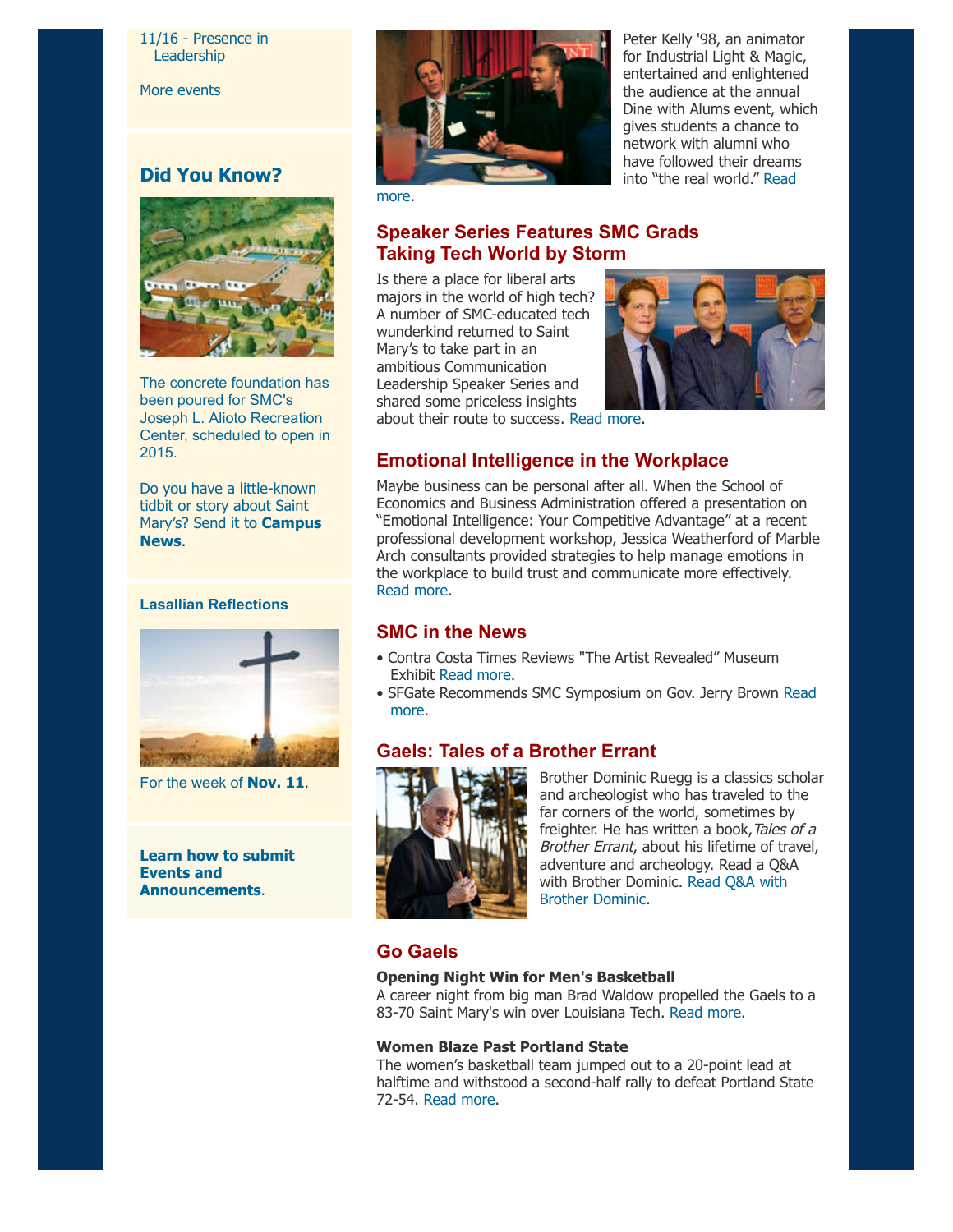11/16 - Presence in Leadership

More events

## Did You Know?

The concrete foundation has been poured for SMC's Joseph L. Alioto Recreation Center, scheduled to open in 2015.

Do you have a little-known tidbit or story about Saint Mary's? Send it to **Campus News**.

### Lasallian Reflections

For the week of **Nov. 11**.

**Learn how to submit Events and Announcements**.

Peter Kelly '98, an animator for Industrial Light & Magic, entertained and enlightened the audience at the annual Dine with Alums event, which gives students a chance to network with alumni who have followed their dreams into "the real world." Read more.

## Speaker Series Features SMC Grads Taking Tech World by Storm

Is there a place for liberal arts majors in the world of high tech? A number of SMC-educated tech wunderkind returned to Saint Mary's to take part in an ambitious Communication Leadership Speaker Series and shared some priceless insights about their route to success. Read more.

## Emotional Intelligence in the Workplace

Maybe business can be personal after all. When the School of Economics and Business Administration offered a presentation on "Emotional Intelligence: Your Competitive Advantage" at a recent professional development workshop, Jessica Weatherford of Marble Arch consultants provided strategies to help manage emotions in the workplace to build trust and communicate more effectively. Read more.

## SMC in the News

- Contra Costa Times Reviews "The Artist Revealed" Museum Exhibit Read more.
- SFGate Recommends SMC Symposium on Gov. Jerry Brown Read more.

## Gaels: Tales of a Brother Errant

Brother Dominic Ruegg is a classics scholar and archeologist who has traveled to the far corners of the world, sometimes by freighter. He has written a book, *Tales of a Brother Errant*, about his lifetime of travel, adventure and archeology. Read a Q&A with Brother Dominic. Read Q&A with Brother Dominic.

## Go Gaels

**Opening Night Win for Men's Basketball**
A career night from big man Brad Waldow propelled the Gaels to a 83-70 Saint Mary's win over Louisiana Tech. Read more.

**Women Blaze Past Portland State**
The women's basketball team jumped out to a 20-point lead at halftime and withstood a second-half rally to defeat Portland State 72-54. Read more.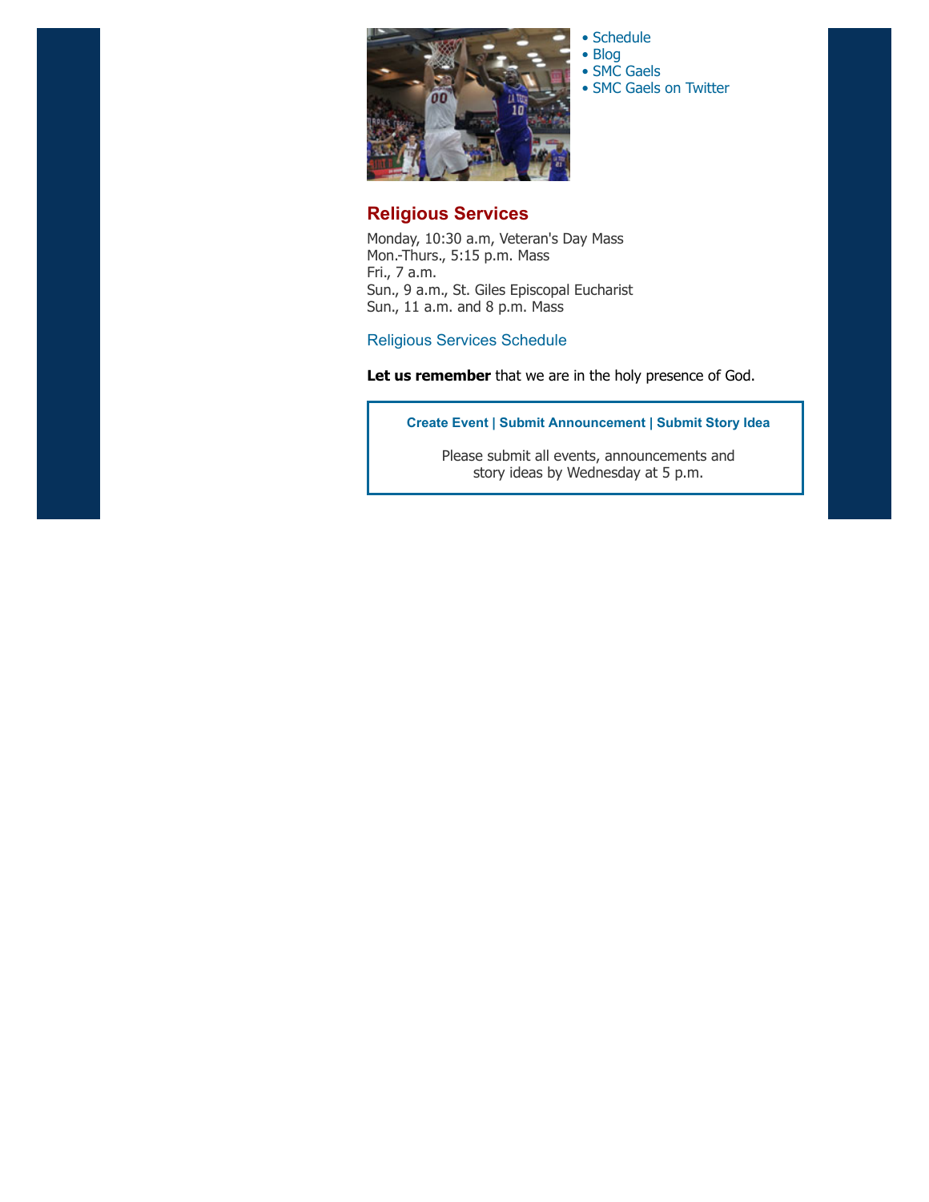- Schedule
- Blog
- SMC Gaels
- SMC Gaels on Twitter

## Religious Services

Monday, 10:30 a.m, Veteran's Day Mass
Mon.-Thurs., 5:15 p.m. Mass
Fri., 7 a.m.
Sun., 9 a.m., St. Giles Episcopal Eucharist
Sun., 11 a.m. and 8 p.m. Mass

Religious Services Schedule

**Let us remember** that we are in the holy presence of God.

**Create Event | Submit Announcement | Submit Story Idea**

Please submit all events, announcements and story ideas by Wednesday at 5 p.m.